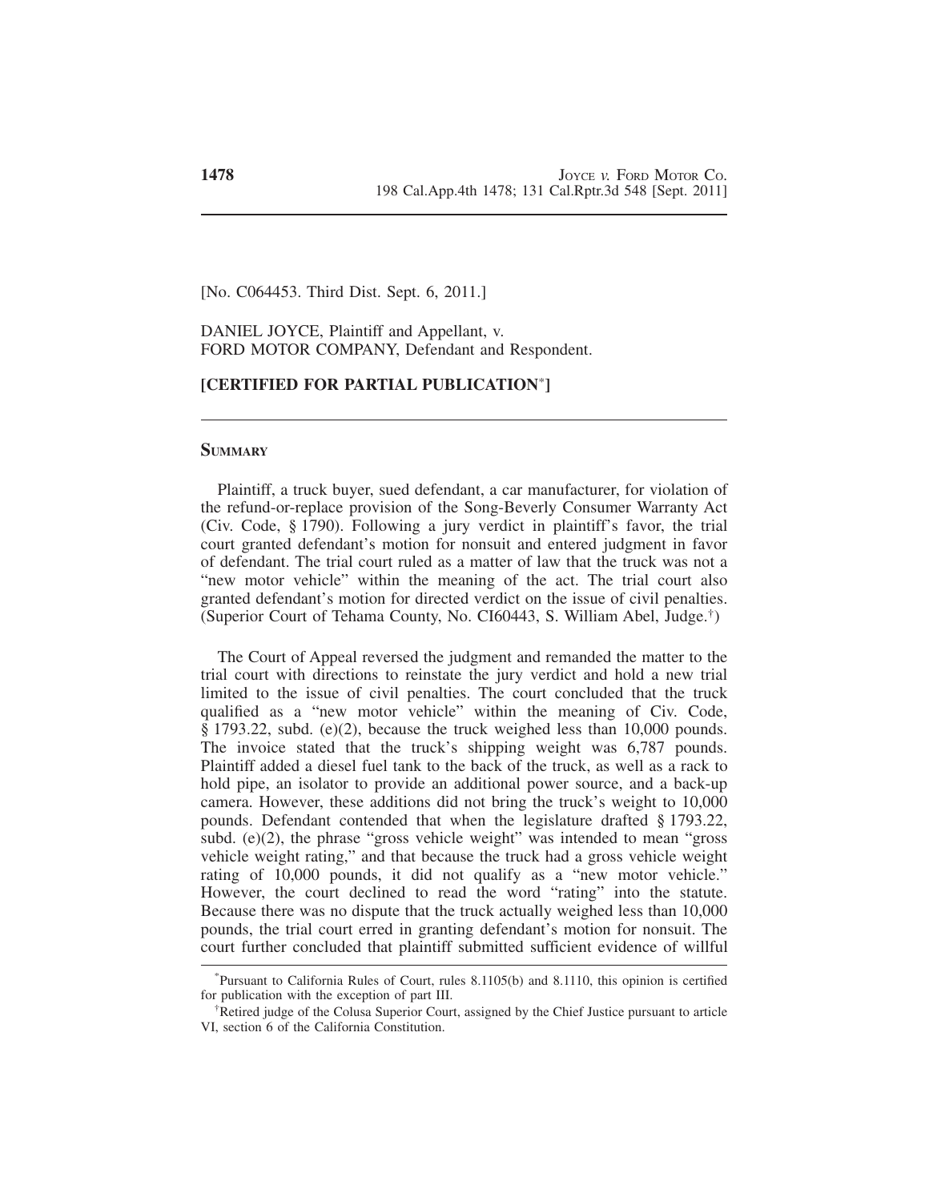[No. C064453. Third Dist. Sept. 6, 2011.]

DANIEL JOYCE, Plaintiff and Appellant, v.
FORD MOTOR COMPANY, Defendant and Respondent.

**[CERTIFIED FOR PARTIAL PUBLICATION*]**

## SUMMARY

Plaintiff, a truck buyer, sued defendant, a car manufacturer, for violation of the refund-or-replace provision of the Song-Beverly Consumer Warranty Act (Civ. Code, § 1790). Following a jury verdict in plaintiff's favor, the trial court granted defendant's motion for nonsuit and entered judgment in favor of defendant. The trial court ruled as a matter of law that the truck was not a "new motor vehicle" within the meaning of the act. The trial court also granted defendant's motion for directed verdict on the issue of civil penalties. (Superior Court of Tehama County, No. CI60443, S. William Abel, Judge.†)

The Court of Appeal reversed the judgment and remanded the matter to the trial court with directions to reinstate the jury verdict and hold a new trial limited to the issue of civil penalties. The court concluded that the truck qualified as a "new motor vehicle" within the meaning of Civ. Code, § 1793.22, subd. (e)(2), because the truck weighed less than 10,000 pounds. The invoice stated that the truck's shipping weight was 6,787 pounds. Plaintiff added a diesel fuel tank to the back of the truck, as well as a rack to hold pipe, an isolator to provide an additional power source, and a back-up camera. However, these additions did not bring the truck's weight to 10,000 pounds. Defendant contended that when the legislature drafted § 1793.22, subd. (e)(2), the phrase "gross vehicle weight" was intended to mean "gross vehicle weight rating," and that because the truck had a gross vehicle weight rating of 10,000 pounds, it did not qualify as a "new motor vehicle." However, the court declined to read the word "rating" into the statute. Because there was no dispute that the truck actually weighed less than 10,000 pounds, the trial court erred in granting defendant's motion for nonsuit. The court further concluded that plaintiff submitted sufficient evidence of willful

*Pursuant to California Rules of Court, rules 8.1105(b) and 8.1110, this opinion is certified for publication with the exception of part III.

†Retired judge of the Colusa Superior Court, assigned by the Chief Justice pursuant to article VI, section 6 of the California Constitution.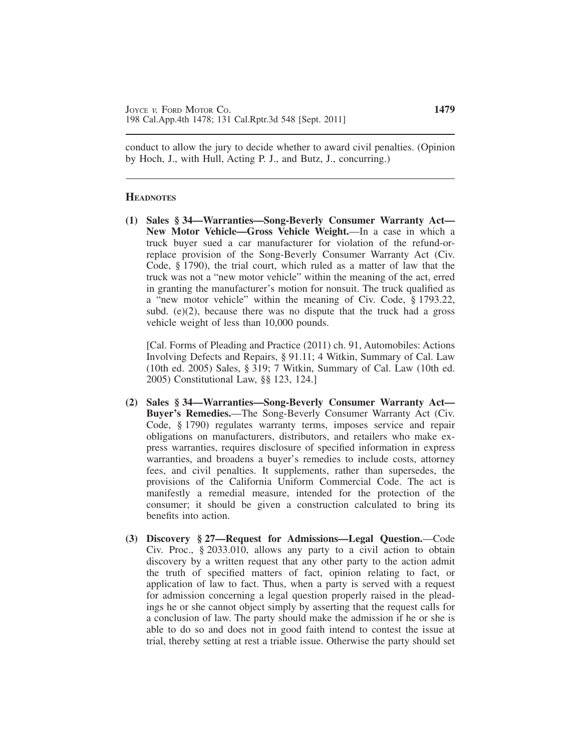conduct to allow the jury to decide whether to award civil penalties. (Opinion by Hoch, J., with Hull, Acting P. J., and Butz, J., concurring.)

## HEADNOTES

**(1) Sales § 34—Warranties—Song-Beverly Consumer Warranty Act—New Motor Vehicle—Gross Vehicle Weight.**—In a case in which a truck buyer sued a car manufacturer for violation of the refund-or-replace provision of the Song-Beverly Consumer Warranty Act (Civ. Code, § 1790), the trial court, which ruled as a matter of law that the truck was not a "new motor vehicle" within the meaning of the act, erred in granting the manufacturer's motion for nonsuit. The truck qualified as a "new motor vehicle" within the meaning of Civ. Code, § 1793.22, subd. (e)(2), because there was no dispute that the truck had a gross vehicle weight of less than 10,000 pounds.

[Cal. Forms of Pleading and Practice (2011) ch. 91, Automobiles: Actions Involving Defects and Repairs, § 91.11; 4 Witkin, Summary of Cal. Law (10th ed. 2005) Sales, § 319; 7 Witkin, Summary of Cal. Law (10th ed. 2005) Constitutional Law, §§ 123, 124.]

**(2) Sales § 34—Warranties—Song-Beverly Consumer Warranty Act—Buyer's Remedies.**—The Song-Beverly Consumer Warranty Act (Civ. Code, § 1790) regulates warranty terms, imposes service and repair obligations on manufacturers, distributors, and retailers who make express warranties, requires disclosure of specified information in express warranties, and broadens a buyer's remedies to include costs, attorney fees, and civil penalties. It supplements, rather than supersedes, the provisions of the California Uniform Commercial Code. The act is manifestly a remedial measure, intended for the protection of the consumer; it should be given a construction calculated to bring its benefits into action.

**(3) Discovery § 27—Request for Admissions—Legal Question.**—Code Civ. Proc., § 2033.010, allows any party to a civil action to obtain discovery by a written request that any other party to the action admit the truth of specified matters of fact, opinion relating to fact, or application of law to fact. Thus, when a party is served with a request for admission concerning a legal question properly raised in the pleadings he or she cannot object simply by asserting that the request calls for a conclusion of law. The party should make the admission if he or she is able to do so and does not in good faith intend to contest the issue at trial, thereby setting at rest a triable issue. Otherwise the party should set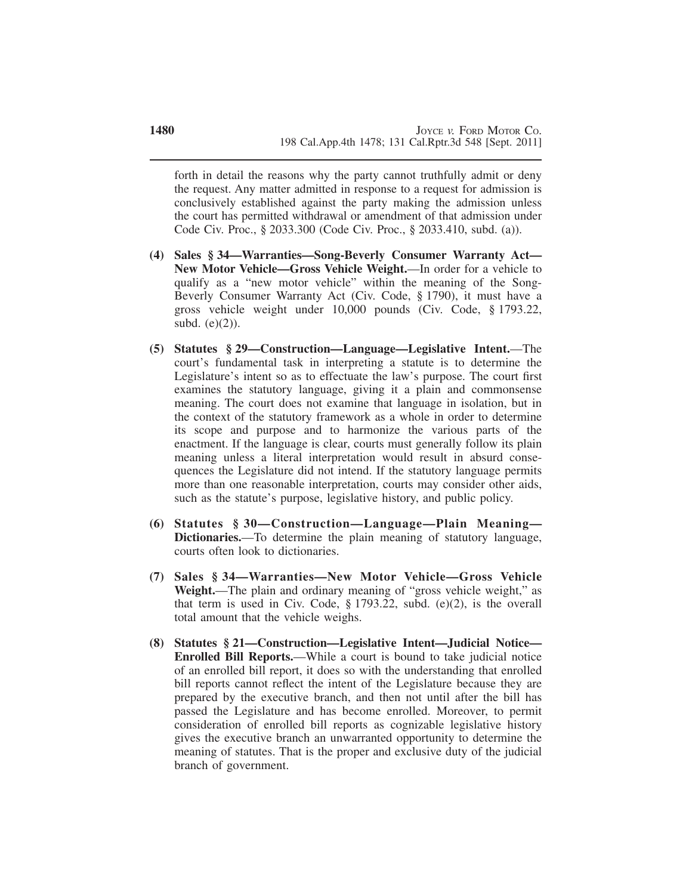forth in detail the reasons why the party cannot truthfully admit or deny the request. Any matter admitted in response to a request for admission is conclusively established against the party making the admission unless the court has permitted withdrawal or amendment of that admission under Code Civ. Proc., § 2033.300 (Code Civ. Proc., § 2033.410, subd. (a)).

**(4) Sales § 34—Warranties—Song-Beverly Consumer Warranty Act—New Motor Vehicle—Gross Vehicle Weight.**—In order for a vehicle to qualify as a "new motor vehicle" within the meaning of the Song-Beverly Consumer Warranty Act (Civ. Code, § 1790), it must have a gross vehicle weight under 10,000 pounds (Civ. Code, § 1793.22, subd. (e)(2)).

**(5) Statutes § 29—Construction—Language—Legislative Intent.**—The court's fundamental task in interpreting a statute is to determine the Legislature's intent so as to effectuate the law's purpose. The court first examines the statutory language, giving it a plain and commonsense meaning. The court does not examine that language in isolation, but in the context of the statutory framework as a whole in order to determine its scope and purpose and to harmonize the various parts of the enactment. If the language is clear, courts must generally follow its plain meaning unless a literal interpretation would result in absurd consequences the Legislature did not intend. If the statutory language permits more than one reasonable interpretation, courts may consider other aids, such as the statute's purpose, legislative history, and public policy.

**(6) Statutes § 30—Construction—Language—Plain Meaning—Dictionaries.**—To determine the plain meaning of statutory language, courts often look to dictionaries.

**(7) Sales § 34—Warranties—New Motor Vehicle—Gross Vehicle Weight.**—The plain and ordinary meaning of "gross vehicle weight," as that term is used in Civ. Code, § 1793.22, subd. (e)(2), is the overall total amount that the vehicle weighs.

**(8) Statutes § 21—Construction—Legislative Intent—Judicial Notice—Enrolled Bill Reports.**—While a court is bound to take judicial notice of an enrolled bill report, it does so with the understanding that enrolled bill reports cannot reflect the intent of the Legislature because they are prepared by the executive branch, and then not until after the bill has passed the Legislature and has become enrolled. Moreover, to permit consideration of enrolled bill reports as cognizable legislative history gives the executive branch an unwarranted opportunity to determine the meaning of statutes. That is the proper and exclusive duty of the judicial branch of government.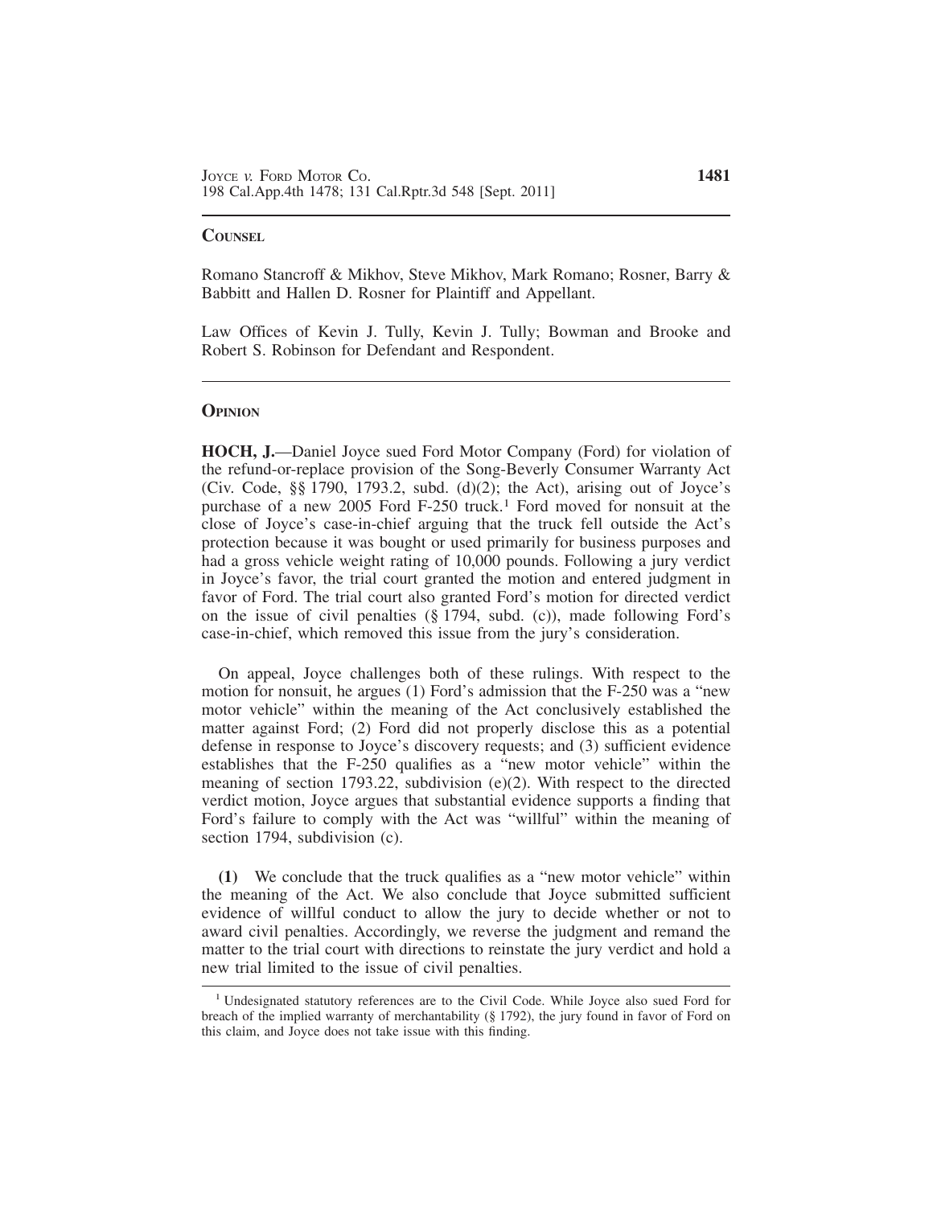## COUNSEL

Romano Stancroff & Mikhov, Steve Mikhov, Mark Romano; Rosner, Barry & Babbitt and Hallen D. Rosner for Plaintiff and Appellant.

Law Offices of Kevin J. Tully, Kevin J. Tully; Bowman and Brooke and Robert S. Robinson for Defendant and Respondent.

## OPINION

**HOCH, J.**—Daniel Joyce sued Ford Motor Company (Ford) for violation of the refund-or-replace provision of the Song-Beverly Consumer Warranty Act (Civ. Code, §§ 1790, 1793.2, subd. (d)(2); the Act), arising out of Joyce's purchase of a new 2005 Ford F-250 truck.[1] Ford moved for nonsuit at the close of Joyce's case-in-chief arguing that the truck fell outside the Act's protection because it was bought or used primarily for business purposes and had a gross vehicle weight rating of 10,000 pounds. Following a jury verdict in Joyce's favor, the trial court granted the motion and entered judgment in favor of Ford. The trial court also granted Ford's motion for directed verdict on the issue of civil penalties (§ 1794, subd. (c)), made following Ford's case-in-chief, which removed this issue from the jury's consideration.

On appeal, Joyce challenges both of these rulings. With respect to the motion for nonsuit, he argues (1) Ford's admission that the F-250 was a "new motor vehicle" within the meaning of the Act conclusively established the matter against Ford; (2) Ford did not properly disclose this as a potential defense in response to Joyce's discovery requests; and (3) sufficient evidence establishes that the F-250 qualifies as a "new motor vehicle" within the meaning of section 1793.22, subdivision (e)(2). With respect to the directed verdict motion, Joyce argues that substantial evidence supports a finding that Ford's failure to comply with the Act was "willful" within the meaning of section 1794, subdivision (c).

**(1)** We conclude that the truck qualifies as a "new motor vehicle" within the meaning of the Act. We also conclude that Joyce submitted sufficient evidence of willful conduct to allow the jury to decide whether or not to award civil penalties. Accordingly, we reverse the judgment and remand the matter to the trial court with directions to reinstate the jury verdict and hold a new trial limited to the issue of civil penalties.

[1] Undesignated statutory references are to the Civil Code. While Joyce also sued Ford for breach of the implied warranty of merchantability (§ 1792), the jury found in favor of Ford on this claim, and Joyce does not take issue with this finding.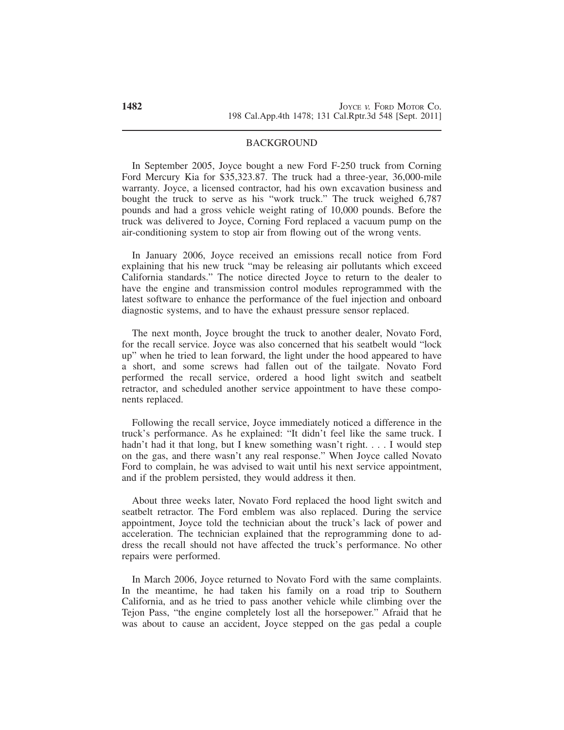## BACKGROUND

In September 2005, Joyce bought a new Ford F-250 truck from Corning Ford Mercury Kia for $35,323.87. The truck had a three-year, 36,000-mile warranty. Joyce, a licensed contractor, had his own excavation business and bought the truck to serve as his "work truck." The truck weighed 6,787 pounds and had a gross vehicle weight rating of 10,000 pounds. Before the truck was delivered to Joyce, Corning Ford replaced a vacuum pump on the air-conditioning system to stop air from flowing out of the wrong vents.

In January 2006, Joyce received an emissions recall notice from Ford explaining that his new truck "may be releasing air pollutants which exceed California standards." The notice directed Joyce to return to the dealer to have the engine and transmission control modules reprogrammed with the latest software to enhance the performance of the fuel injection and onboard diagnostic systems, and to have the exhaust pressure sensor replaced.

The next month, Joyce brought the truck to another dealer, Novato Ford, for the recall service. Joyce was also concerned that his seatbelt would "lock up" when he tried to lean forward, the light under the hood appeared to have a short, and some screws had fallen out of the tailgate. Novato Ford performed the recall service, ordered a hood light switch and seatbelt retractor, and scheduled another service appointment to have these components replaced.

Following the recall service, Joyce immediately noticed a difference in the truck's performance. As he explained: "It didn't feel like the same truck. I hadn't had it that long, but I knew something wasn't right. . . . I would step on the gas, and there wasn't any real response." When Joyce called Novato Ford to complain, he was advised to wait until his next service appointment, and if the problem persisted, they would address it then.

About three weeks later, Novato Ford replaced the hood light switch and seatbelt retractor. The Ford emblem was also replaced. During the service appointment, Joyce told the technician about the truck's lack of power and acceleration. The technician explained that the reprogramming done to address the recall should not have affected the truck's performance. No other repairs were performed.

In March 2006, Joyce returned to Novato Ford with the same complaints. In the meantime, he had taken his family on a road trip to Southern California, and as he tried to pass another vehicle while climbing over the Tejon Pass, "the engine completely lost all the horsepower." Afraid that he was about to cause an accident, Joyce stepped on the gas pedal a couple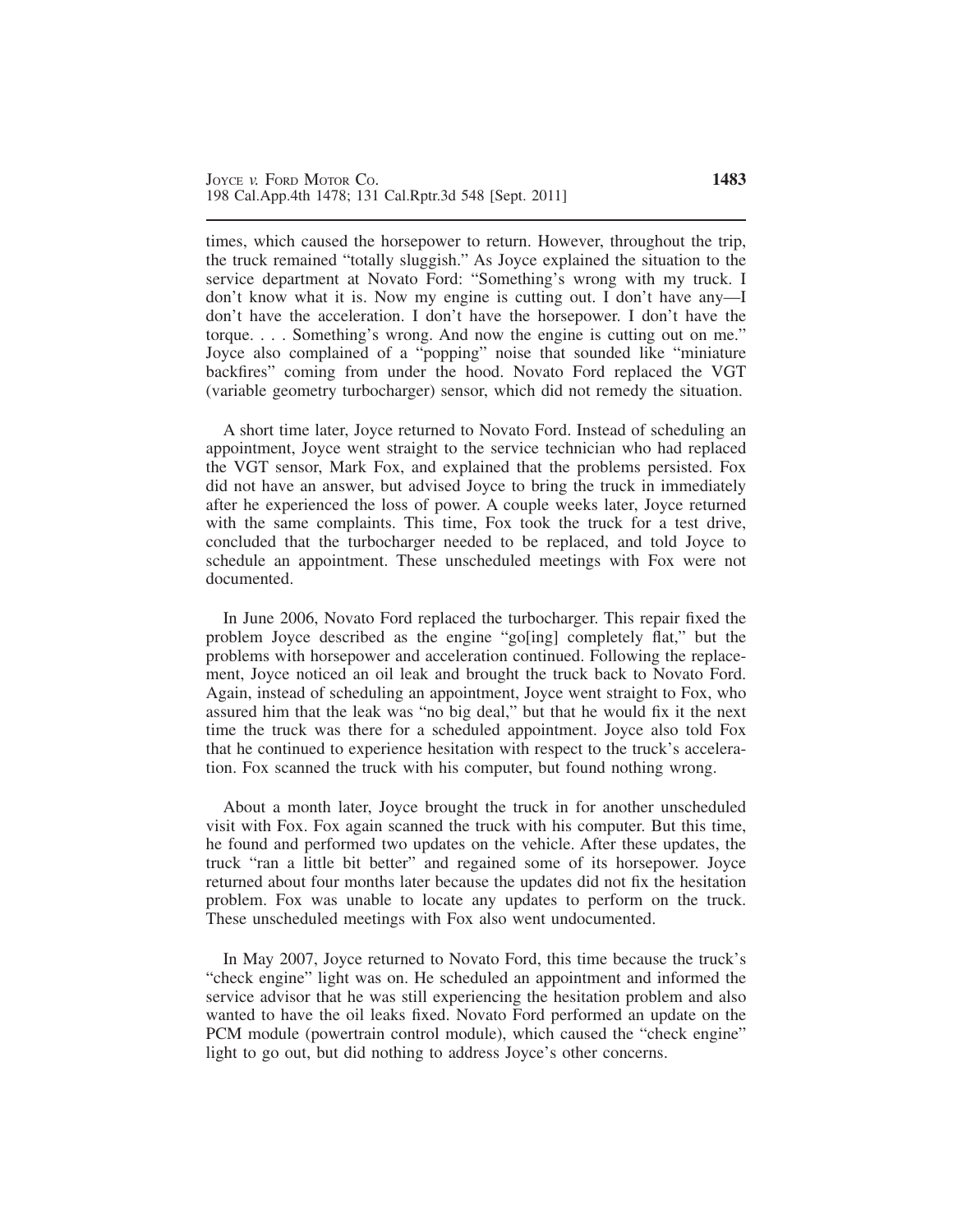times, which caused the horsepower to return. However, throughout the trip, the truck remained "totally sluggish." As Joyce explained the situation to the service department at Novato Ford: "Something's wrong with my truck. I don't know what it is. Now my engine is cutting out. I don't have any—I don't have the acceleration. I don't have the horsepower. I don't have the torque. . . . Something's wrong. And now the engine is cutting out on me." Joyce also complained of a "popping" noise that sounded like "miniature backfires" coming from under the hood. Novato Ford replaced the VGT (variable geometry turbocharger) sensor, which did not remedy the situation.

A short time later, Joyce returned to Novato Ford. Instead of scheduling an appointment, Joyce went straight to the service technician who had replaced the VGT sensor, Mark Fox, and explained that the problems persisted. Fox did not have an answer, but advised Joyce to bring the truck in immediately after he experienced the loss of power. A couple weeks later, Joyce returned with the same complaints. This time, Fox took the truck for a test drive, concluded that the turbocharger needed to be replaced, and told Joyce to schedule an appointment. These unscheduled meetings with Fox were not documented.

In June 2006, Novato Ford replaced the turbocharger. This repair fixed the problem Joyce described as the engine "go[ing] completely flat," but the problems with horsepower and acceleration continued. Following the replacement, Joyce noticed an oil leak and brought the truck back to Novato Ford. Again, instead of scheduling an appointment, Joyce went straight to Fox, who assured him that the leak was "no big deal," but that he would fix it the next time the truck was there for a scheduled appointment. Joyce also told Fox that he continued to experience hesitation with respect to the truck's acceleration. Fox scanned the truck with his computer, but found nothing wrong.

About a month later, Joyce brought the truck in for another unscheduled visit with Fox. Fox again scanned the truck with his computer. But this time, he found and performed two updates on the vehicle. After these updates, the truck "ran a little bit better" and regained some of its horsepower. Joyce returned about four months later because the updates did not fix the hesitation problem. Fox was unable to locate any updates to perform on the truck. These unscheduled meetings with Fox also went undocumented.

In May 2007, Joyce returned to Novato Ford, this time because the truck's "check engine" light was on. He scheduled an appointment and informed the service advisor that he was still experiencing the hesitation problem and also wanted to have the oil leaks fixed. Novato Ford performed an update on the PCM module (powertrain control module), which caused the "check engine" light to go out, but did nothing to address Joyce's other concerns.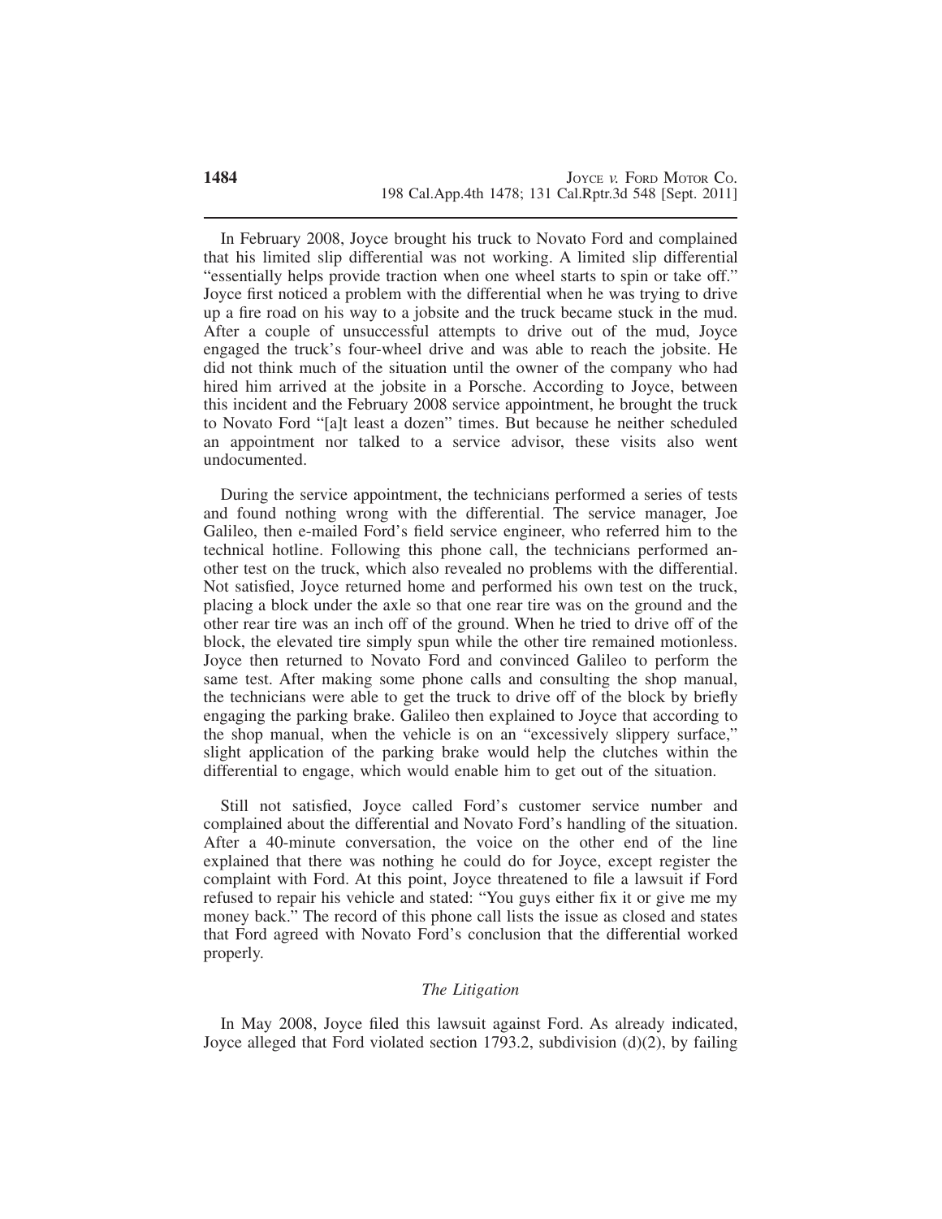In February 2008, Joyce brought his truck to Novato Ford and complained that his limited slip differential was not working. A limited slip differential "essentially helps provide traction when one wheel starts to spin or take off." Joyce first noticed a problem with the differential when he was trying to drive up a fire road on his way to a jobsite and the truck became stuck in the mud. After a couple of unsuccessful attempts to drive out of the mud, Joyce engaged the truck's four-wheel drive and was able to reach the jobsite. He did not think much of the situation until the owner of the company who had hired him arrived at the jobsite in a Porsche. According to Joyce, between this incident and the February 2008 service appointment, he brought the truck to Novato Ford "[a]t least a dozen" times. But because he neither scheduled an appointment nor talked to a service advisor, these visits also went undocumented.

During the service appointment, the technicians performed a series of tests and found nothing wrong with the differential. The service manager, Joe Galileo, then e-mailed Ford's field service engineer, who referred him to the technical hotline. Following this phone call, the technicians performed another test on the truck, which also revealed no problems with the differential. Not satisfied, Joyce returned home and performed his own test on the truck, placing a block under the axle so that one rear tire was on the ground and the other rear tire was an inch off of the ground. When he tried to drive off of the block, the elevated tire simply spun while the other tire remained motionless. Joyce then returned to Novato Ford and convinced Galileo to perform the same test. After making some phone calls and consulting the shop manual, the technicians were able to get the truck to drive off of the block by briefly engaging the parking brake. Galileo then explained to Joyce that according to the shop manual, when the vehicle is on an "excessively slippery surface," slight application of the parking brake would help the clutches within the differential to engage, which would enable him to get out of the situation.

Still not satisfied, Joyce called Ford's customer service number and complained about the differential and Novato Ford's handling of the situation. After a 40-minute conversation, the voice on the other end of the line explained that there was nothing he could do for Joyce, except register the complaint with Ford. At this point, Joyce threatened to file a lawsuit if Ford refused to repair his vehicle and stated: "You guys either fix it or give me my money back." The record of this phone call lists the issue as closed and states that Ford agreed with Novato Ford's conclusion that the differential worked properly.

*The Litigation*

In May 2008, Joyce filed this lawsuit against Ford. As already indicated, Joyce alleged that Ford violated section 1793.2, subdivision (d)(2), by failing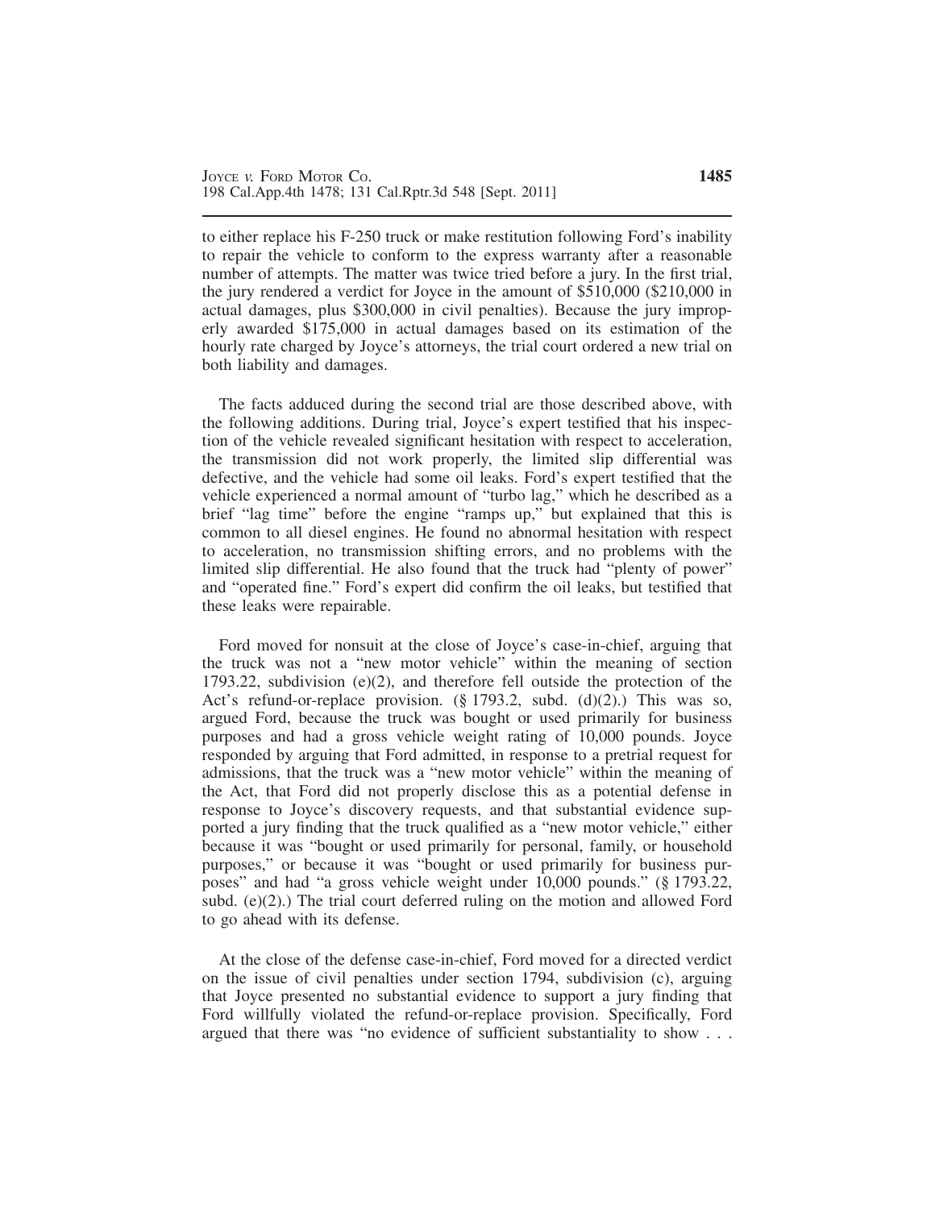to either replace his F-250 truck or make restitution following Ford's inability to repair the vehicle to conform to the express warranty after a reasonable number of attempts. The matter was twice tried before a jury. In the first trial, the jury rendered a verdict for Joyce in the amount of $510,000 ($210,000 in actual damages, plus $300,000 in civil penalties). Because the jury improperly awarded $175,000 in actual damages based on its estimation of the hourly rate charged by Joyce's attorneys, the trial court ordered a new trial on both liability and damages.

The facts adduced during the second trial are those described above, with the following additions. During trial, Joyce's expert testified that his inspection of the vehicle revealed significant hesitation with respect to acceleration, the transmission did not work properly, the limited slip differential was defective, and the vehicle had some oil leaks. Ford's expert testified that the vehicle experienced a normal amount of "turbo lag," which he described as a brief "lag time" before the engine "ramps up," but explained that this is common to all diesel engines. He found no abnormal hesitation with respect to acceleration, no transmission shifting errors, and no problems with the limited slip differential. He also found that the truck had "plenty of power" and "operated fine." Ford's expert did confirm the oil leaks, but testified that these leaks were repairable.

Ford moved for nonsuit at the close of Joyce's case-in-chief, arguing that the truck was not a "new motor vehicle" within the meaning of section 1793.22, subdivision (e)(2), and therefore fell outside the protection of the Act's refund-or-replace provision. (§ 1793.2, subd. (d)(2).) This was so, argued Ford, because the truck was bought or used primarily for business purposes and had a gross vehicle weight rating of 10,000 pounds. Joyce responded by arguing that Ford admitted, in response to a pretrial request for admissions, that the truck was a "new motor vehicle" within the meaning of the Act, that Ford did not properly disclose this as a potential defense in response to Joyce's discovery requests, and that substantial evidence supported a jury finding that the truck qualified as a "new motor vehicle," either because it was "bought or used primarily for personal, family, or household purposes," or because it was "bought or used primarily for business purposes" and had "a gross vehicle weight under 10,000 pounds." (§ 1793.22, subd. (e)(2).) The trial court deferred ruling on the motion and allowed Ford to go ahead with its defense.

At the close of the defense case-in-chief, Ford moved for a directed verdict on the issue of civil penalties under section 1794, subdivision (c), arguing that Joyce presented no substantial evidence to support a jury finding that Ford willfully violated the refund-or-replace provision. Specifically, Ford argued that there was "no evidence of sufficient substantiality to show . . .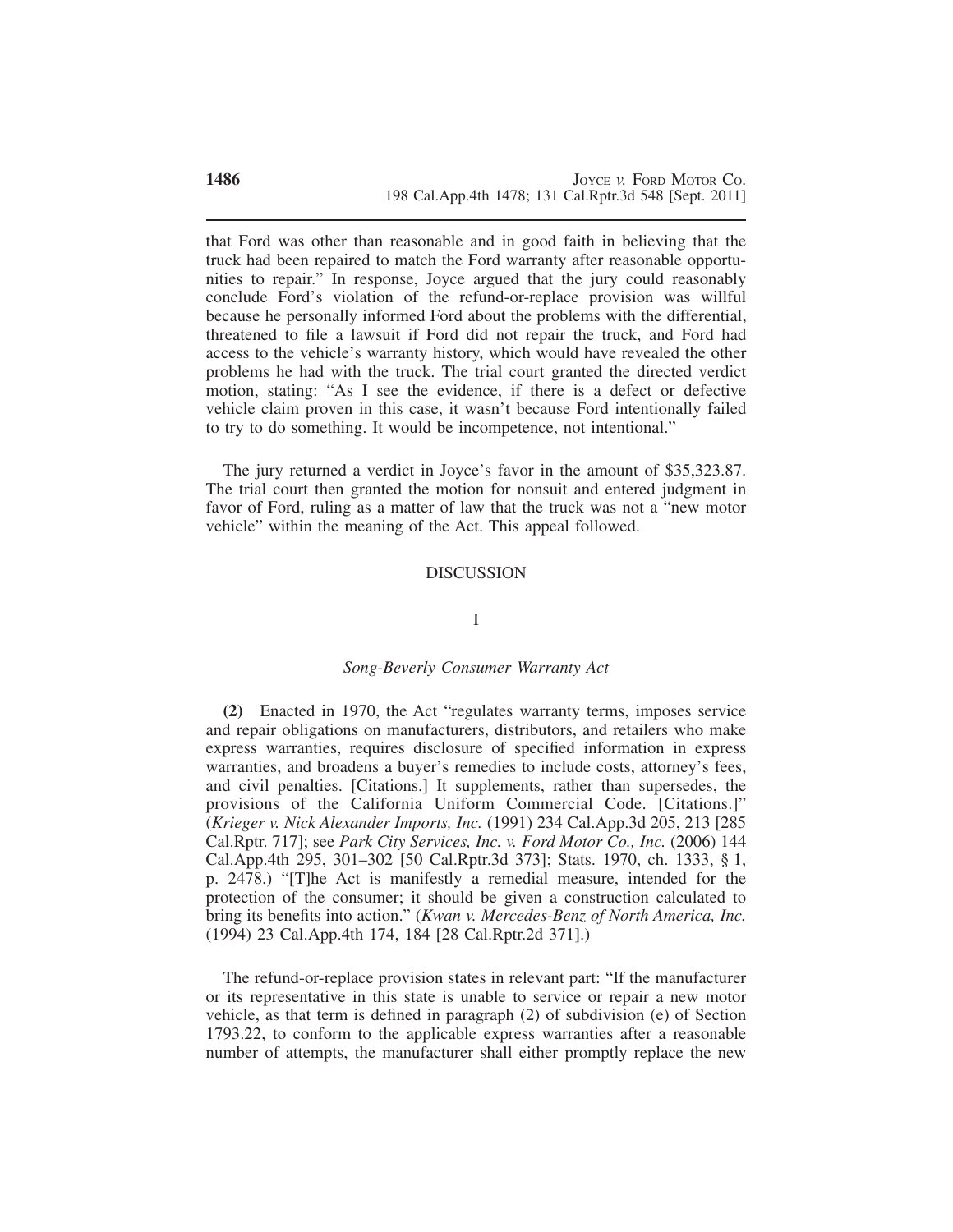that Ford was other than reasonable and in good faith in believing that the truck had been repaired to match the Ford warranty after reasonable opportunities to repair." In response, Joyce argued that the jury could reasonably conclude Ford's violation of the refund-or-replace provision was willful because he personally informed Ford about the problems with the differential, threatened to file a lawsuit if Ford did not repair the truck, and Ford had access to the vehicle's warranty history, which would have revealed the other problems he had with the truck. The trial court granted the directed verdict motion, stating: "As I see the evidence, if there is a defect or defective vehicle claim proven in this case, it wasn't because Ford intentionally failed to try to do something. It would be incompetence, not intentional."

The jury returned a verdict in Joyce's favor in the amount of $35,323.87. The trial court then granted the motion for nonsuit and entered judgment in favor of Ford, ruling as a matter of law that the truck was not a "new motor vehicle" within the meaning of the Act. This appeal followed.

## DISCUSSION

### I

### *Song-Beverly Consumer Warranty Act*

**(2)** Enacted in 1970, the Act "regulates warranty terms, imposes service and repair obligations on manufacturers, distributors, and retailers who make express warranties, requires disclosure of specified information in express warranties, and broadens a buyer's remedies to include costs, attorney's fees, and civil penalties. [Citations.] It supplements, rather than supersedes, the provisions of the California Uniform Commercial Code. [Citations.]" (*Krieger v. Nick Alexander Imports, Inc.* (1991) 234 Cal.App.3d 205, 213 [285 Cal.Rptr. 717]; see *Park City Services, Inc. v. Ford Motor Co., Inc.* (2006) 144 Cal.App.4th 295, 301–302 [50 Cal.Rptr.3d 373]; Stats. 1970, ch. 1333, § 1, p. 2478.) "[T]he Act is manifestly a remedial measure, intended for the protection of the consumer; it should be given a construction calculated to bring its benefits into action." (*Kwan v. Mercedes-Benz of North America, Inc.* (1994) 23 Cal.App.4th 174, 184 [28 Cal.Rptr.2d 371].)

The refund-or-replace provision states in relevant part: "If the manufacturer or its representative in this state is unable to service or repair a new motor vehicle, as that term is defined in paragraph (2) of subdivision (e) of Section 1793.22, to conform to the applicable express warranties after a reasonable number of attempts, the manufacturer shall either promptly replace the new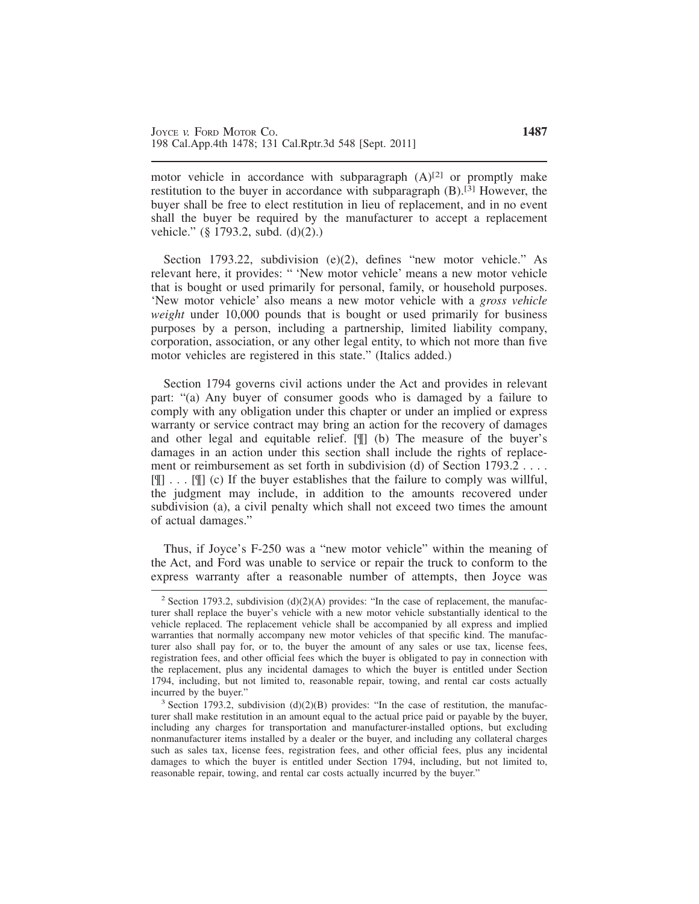motor vehicle in accordance with subparagraph (A)[2] or promptly make restitution to the buyer in accordance with subparagraph (B).[3] However, the buyer shall be free to elect restitution in lieu of replacement, and in no event shall the buyer be required by the manufacturer to accept a replacement vehicle." (§ 1793.2, subd. (d)(2).)

Section 1793.22, subdivision (e)(2), defines "new motor vehicle." As relevant here, it provides: " 'New motor vehicle' means a new motor vehicle that is bought or used primarily for personal, family, or household purposes. 'New motor vehicle' also means a new motor vehicle with a *gross vehicle weight* under 10,000 pounds that is bought or used primarily for business purposes by a person, including a partnership, limited liability company, corporation, association, or any other legal entity, to which not more than five motor vehicles are registered in this state." (Italics added.)

Section 1794 governs civil actions under the Act and provides in relevant part: "(a) Any buyer of consumer goods who is damaged by a failure to comply with any obligation under this chapter or under an implied or express warranty or service contract may bring an action for the recovery of damages and other legal and equitable relief. [¶] (b) The measure of the buyer's damages in an action under this section shall include the rights of replacement or reimbursement as set forth in subdivision (d) of Section 1793.2 . . . . [¶] . . . [¶] (c) If the buyer establishes that the failure to comply was willful, the judgment may include, in addition to the amounts recovered under subdivision (a), a civil penalty which shall not exceed two times the amount of actual damages."

Thus, if Joyce's F-250 was a "new motor vehicle" within the meaning of the Act, and Ford was unable to service or repair the truck to conform to the express warranty after a reasonable number of attempts, then Joyce was

---

[2] Section 1793.2, subdivision (d)(2)(A) provides: "In the case of replacement, the manufacturer shall replace the buyer's vehicle with a new motor vehicle substantially identical to the vehicle replaced. The replacement vehicle shall be accompanied by all express and implied warranties that normally accompany new motor vehicles of that specific kind. The manufacturer also shall pay for, or to, the buyer the amount of any sales or use tax, license fees, registration fees, and other official fees which the buyer is obligated to pay in connection with the replacement, plus any incidental damages to which the buyer is entitled under Section 1794, including, but not limited to, reasonable repair, towing, and rental car costs actually incurred by the buyer."

[3] Section 1793.2, subdivision (d)(2)(B) provides: "In the case of restitution, the manufacturer shall make restitution in an amount equal to the actual price paid or payable by the buyer, including any charges for transportation and manufacturer-installed options, but excluding nonmanufacturer items installed by a dealer or the buyer, and including any collateral charges such as sales tax, license fees, registration fees, and other official fees, plus any incidental damages to which the buyer is entitled under Section 1794, including, but not limited to, reasonable repair, towing, and rental car costs actually incurred by the buyer."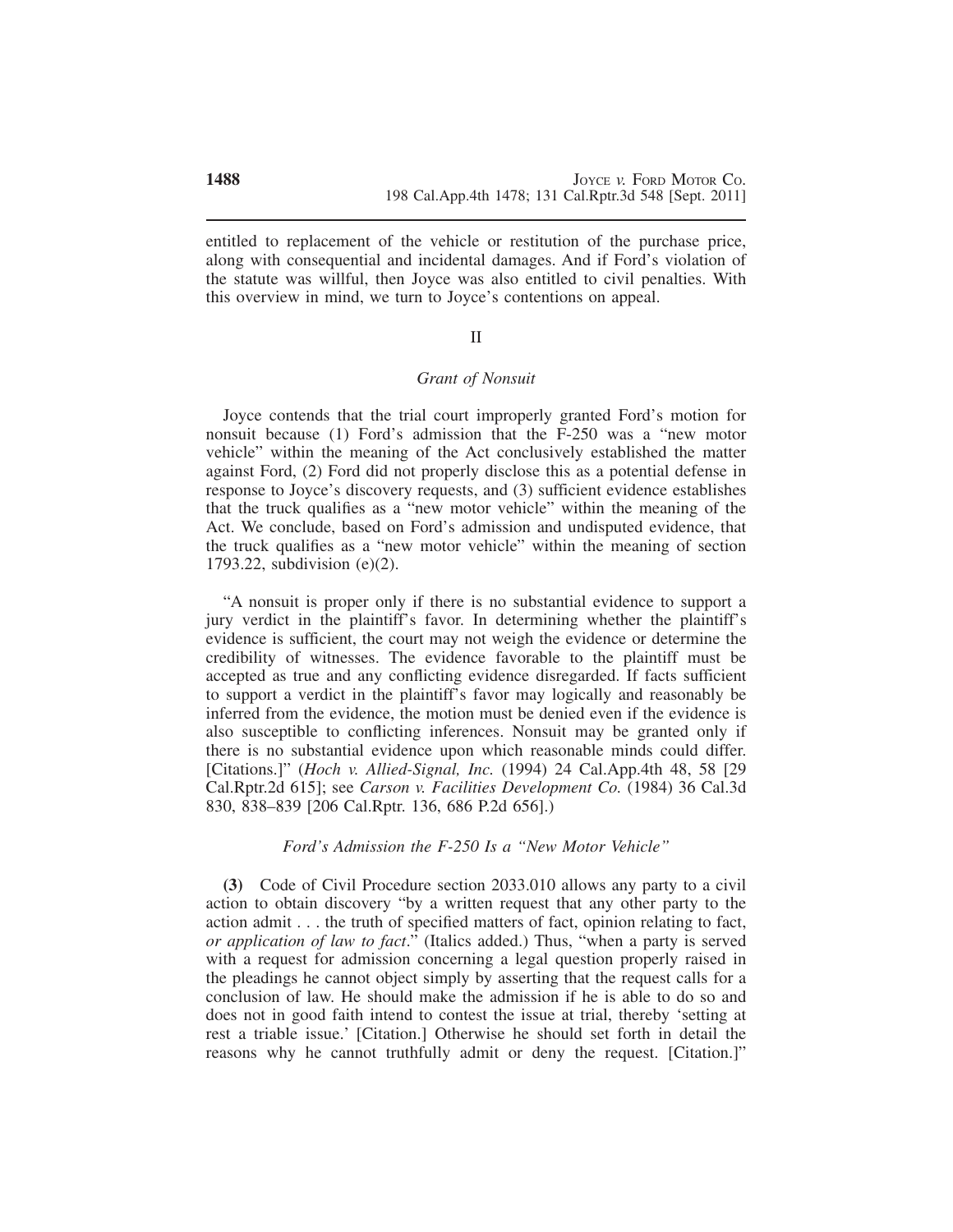entitled to replacement of the vehicle or restitution of the purchase price, along with consequential and incidental damages. And if Ford's violation of the statute was willful, then Joyce was also entitled to civil penalties. With this overview in mind, we turn to Joyce's contentions on appeal.

II

*Grant of Nonsuit*

Joyce contends that the trial court improperly granted Ford's motion for nonsuit because (1) Ford's admission that the F-250 was a "new motor vehicle" within the meaning of the Act conclusively established the matter against Ford, (2) Ford did not properly disclose this as a potential defense in response to Joyce's discovery requests, and (3) sufficient evidence establishes that the truck qualifies as a "new motor vehicle" within the meaning of the Act. We conclude, based on Ford's admission and undisputed evidence, that the truck qualifies as a "new motor vehicle" within the meaning of section 1793.22, subdivision (e)(2).

"A nonsuit is proper only if there is no substantial evidence to support a jury verdict in the plaintiff's favor. In determining whether the plaintiff's evidence is sufficient, the court may not weigh the evidence or determine the credibility of witnesses. The evidence favorable to the plaintiff must be accepted as true and any conflicting evidence disregarded. If facts sufficient to support a verdict in the plaintiff's favor may logically and reasonably be inferred from the evidence, the motion must be denied even if the evidence is also susceptible to conflicting inferences. Nonsuit may be granted only if there is no substantial evidence upon which reasonable minds could differ. [Citations.]" (*Hoch v. Allied-Signal, Inc.* (1994) 24 Cal.App.4th 48, 58 [29 Cal.Rptr.2d 615]; see *Carson v. Facilities Development Co.* (1984) 36 Cal.3d 830, 838–839 [206 Cal.Rptr. 136, 686 P.2d 656].)

*Ford's Admission the F-250 Is a "New Motor Vehicle"*

**(3)** Code of Civil Procedure section 2033.010 allows any party to a civil action to obtain discovery "by a written request that any other party to the action admit . . . the truth of specified matters of fact, opinion relating to fact, *or application of law to fact*." (Italics added.) Thus, "when a party is served with a request for admission concerning a legal question properly raised in the pleadings he cannot object simply by asserting that the request calls for a conclusion of law. He should make the admission if he is able to do so and does not in good faith intend to contest the issue at trial, thereby 'setting at rest a triable issue.' [Citation.] Otherwise he should set forth in detail the reasons why he cannot truthfully admit or deny the request. [Citation.]"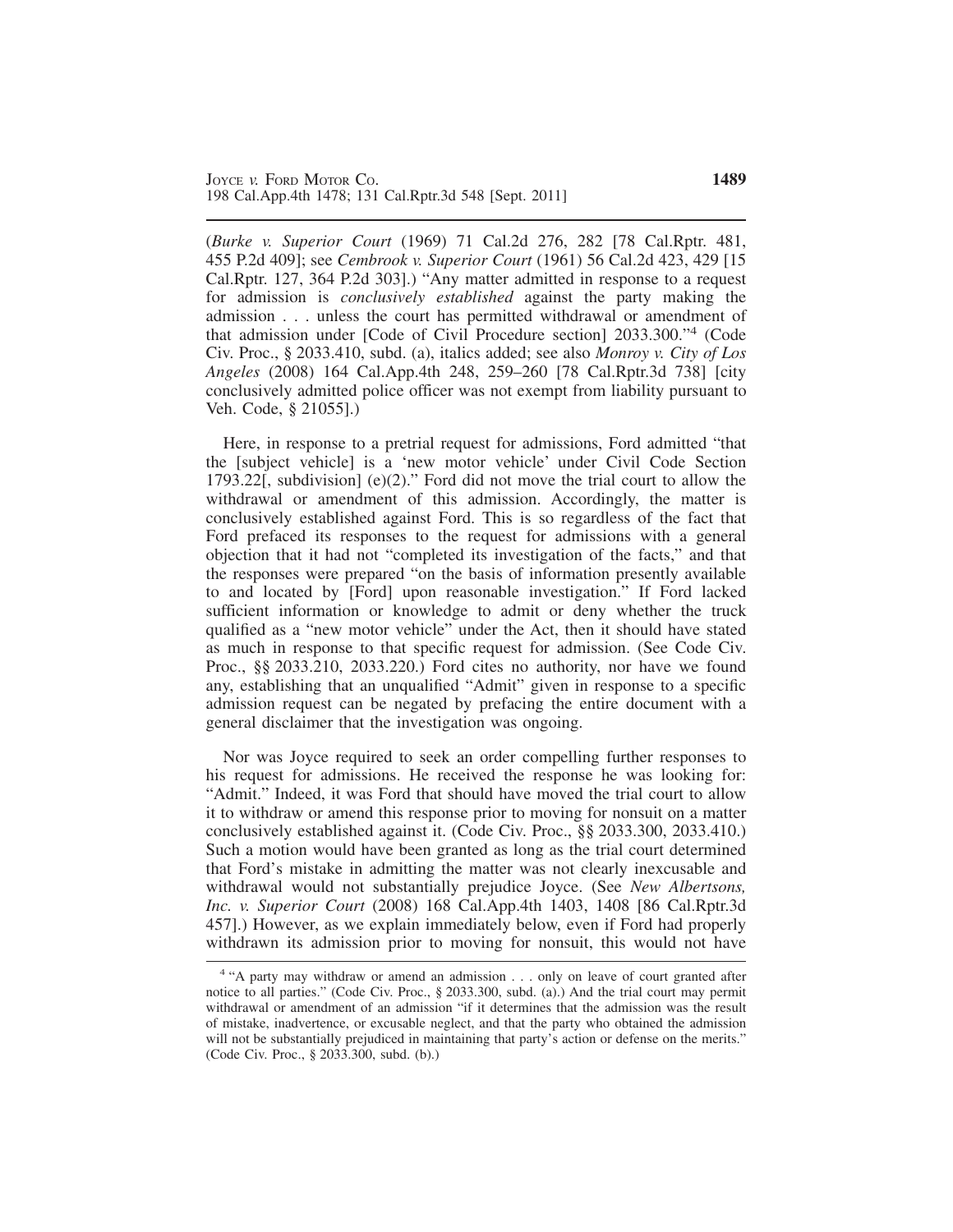(*Burke v. Superior Court* (1969) 71 Cal.2d 276, 282 [78 Cal.Rptr. 481, 455 P.2d 409]; see *Cembrook v. Superior Court* (1961) 56 Cal.2d 423, 429 [15 Cal.Rptr. 127, 364 P.2d 303].) "Any matter admitted in response to a request for admission is *conclusively established* against the party making the admission . . . unless the court has permitted withdrawal or amendment of that admission under [Code of Civil Procedure section] 2033.300."[4] (Code Civ. Proc., § 2033.410, subd. (a), italics added; see also *Monroy v. City of Los Angeles* (2008) 164 Cal.App.4th 248, 259–260 [78 Cal.Rptr.3d 738] [city conclusively admitted police officer was not exempt from liability pursuant to Veh. Code, § 21055].)

Here, in response to a pretrial request for admissions, Ford admitted "that the [subject vehicle] is a 'new motor vehicle' under Civil Code Section 1793.22[, subdivision] (e)(2)." Ford did not move the trial court to allow the withdrawal or amendment of this admission. Accordingly, the matter is conclusively established against Ford. This is so regardless of the fact that Ford prefaced its responses to the request for admissions with a general objection that it had not "completed its investigation of the facts," and that the responses were prepared "on the basis of information presently available to and located by [Ford] upon reasonable investigation." If Ford lacked sufficient information or knowledge to admit or deny whether the truck qualified as a "new motor vehicle" under the Act, then it should have stated as much in response to that specific request for admission. (See Code Civ. Proc., §§ 2033.210, 2033.220.) Ford cites no authority, nor have we found any, establishing that an unqualified "Admit" given in response to a specific admission request can be negated by prefacing the entire document with a general disclaimer that the investigation was ongoing.

Nor was Joyce required to seek an order compelling further responses to his request for admissions. He received the response he was looking for: "Admit." Indeed, it was Ford that should have moved the trial court to allow it to withdraw or amend this response prior to moving for nonsuit on a matter conclusively established against it. (Code Civ. Proc., §§ 2033.300, 2033.410.) Such a motion would have been granted as long as the trial court determined that Ford's mistake in admitting the matter was not clearly inexcusable and withdrawal would not substantially prejudice Joyce. (See *New Albertsons, Inc. v. Superior Court* (2008) 168 Cal.App.4th 1403, 1408 [86 Cal.Rptr.3d 457].) However, as we explain immediately below, even if Ford had properly withdrawn its admission prior to moving for nonsuit, this would not have

---

[4] "A party may withdraw or amend an admission . . . only on leave of court granted after notice to all parties." (Code Civ. Proc., § 2033.300, subd. (a).) And the trial court may permit withdrawal or amendment of an admission "if it determines that the admission was the result of mistake, inadvertence, or excusable neglect, and that the party who obtained the admission will not be substantially prejudiced in maintaining that party's action or defense on the merits." (Code Civ. Proc., § 2033.300, subd. (b).)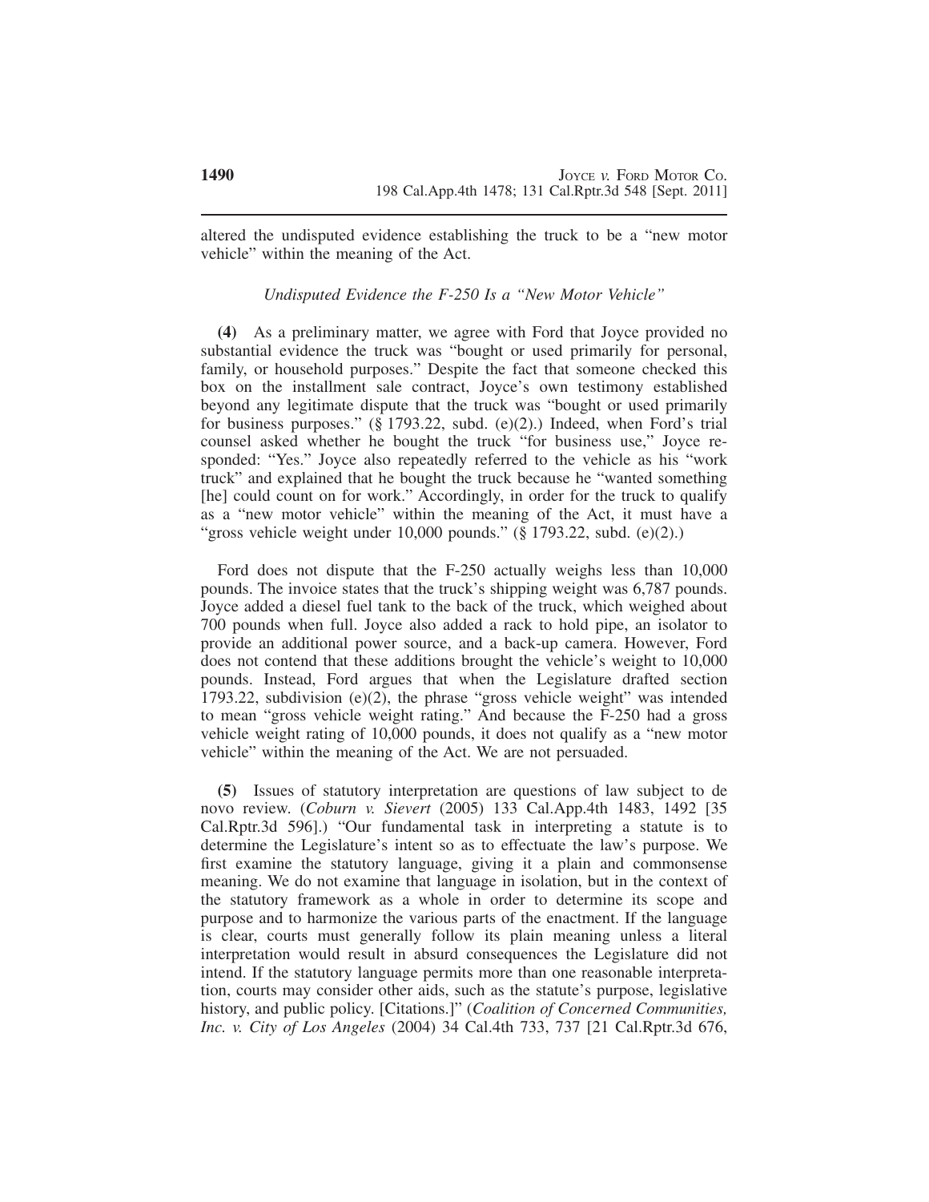altered the undisputed evidence establishing the truck to be a "new motor vehicle" within the meaning of the Act.

*Undisputed Evidence the F-250 Is a "New Motor Vehicle"*

**(4)** As a preliminary matter, we agree with Ford that Joyce provided no substantial evidence the truck was "bought or used primarily for personal, family, or household purposes." Despite the fact that someone checked this box on the installment sale contract, Joyce's own testimony established beyond any legitimate dispute that the truck was "bought or used primarily for business purposes." (§ 1793.22, subd. (e)(2).) Indeed, when Ford's trial counsel asked whether he bought the truck "for business use," Joyce responded: "Yes." Joyce also repeatedly referred to the vehicle as his "work truck" and explained that he bought the truck because he "wanted something [he] could count on for work." Accordingly, in order for the truck to qualify as a "new motor vehicle" within the meaning of the Act, it must have a "gross vehicle weight under 10,000 pounds." (§ 1793.22, subd. (e)(2).)

Ford does not dispute that the F-250 actually weighs less than 10,000 pounds. The invoice states that the truck's shipping weight was 6,787 pounds. Joyce added a diesel fuel tank to the back of the truck, which weighed about 700 pounds when full. Joyce also added a rack to hold pipe, an isolator to provide an additional power source, and a back-up camera. However, Ford does not contend that these additions brought the vehicle's weight to 10,000 pounds. Instead, Ford argues that when the Legislature drafted section 1793.22, subdivision (e)(2), the phrase "gross vehicle weight" was intended to mean "gross vehicle weight rating." And because the F-250 had a gross vehicle weight rating of 10,000 pounds, it does not qualify as a "new motor vehicle" within the meaning of the Act. We are not persuaded.

**(5)** Issues of statutory interpretation are questions of law subject to de novo review. (*Coburn v. Sievert* (2005) 133 Cal.App.4th 1483, 1492 [35 Cal.Rptr.3d 596].) "Our fundamental task in interpreting a statute is to determine the Legislature's intent so as to effectuate the law's purpose. We first examine the statutory language, giving it a plain and commonsense meaning. We do not examine that language in isolation, but in the context of the statutory framework as a whole in order to determine its scope and purpose and to harmonize the various parts of the enactment. If the language is clear, courts must generally follow its plain meaning unless a literal interpretation would result in absurd consequences the Legislature did not intend. If the statutory language permits more than one reasonable interpretation, courts may consider other aids, such as the statute's purpose, legislative history, and public policy. [Citations.]" (*Coalition of Concerned Communities, Inc. v. City of Los Angeles* (2004) 34 Cal.4th 733, 737 [21 Cal.Rptr.3d 676,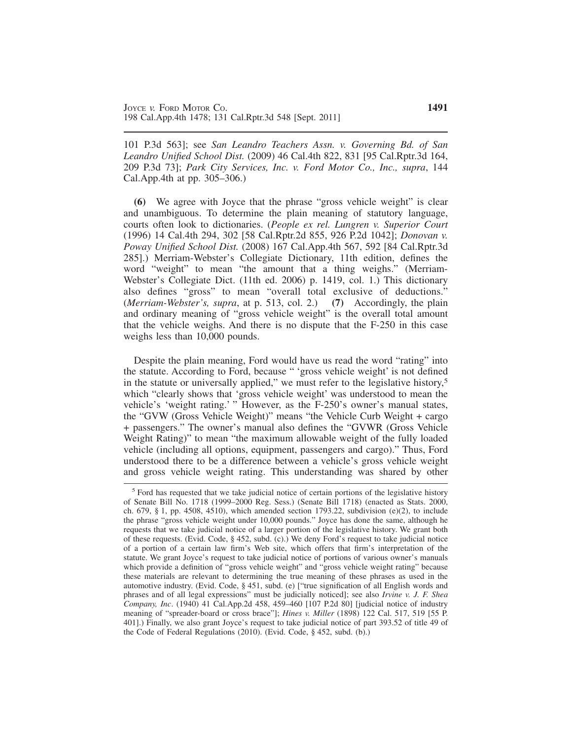101 P.3d 563]; see *San Leandro Teachers Assn. v. Governing Bd. of San Leandro Unified School Dist.* (2009) 46 Cal.4th 822, 831 [95 Cal.Rptr.3d 164, 209 P.3d 73]; *Park City Services, Inc. v. Ford Motor Co., Inc., supra*, 144 Cal.App.4th at pp. 305–306.)

**(6)** We agree with Joyce that the phrase "gross vehicle weight" is clear and unambiguous. To determine the plain meaning of statutory language, courts often look to dictionaries. (*People ex rel. Lungren v. Superior Court* (1996) 14 Cal.4th 294, 302 [58 Cal.Rptr.2d 855, 926 P.2d 1042]; *Donovan v. Poway Unified School Dist.* (2008) 167 Cal.App.4th 567, 592 [84 Cal.Rptr.3d 285].) Merriam-Webster's Collegiate Dictionary, 11th edition, defines the word "weight" to mean "the amount that a thing weighs." (Merriam-Webster's Collegiate Dict. (11th ed. 2006) p. 1419, col. 1.) This dictionary also defines "gross" to mean "overall total exclusive of deductions." (*Merriam-Webster's, supra*, at p. 513, col. 2.) **(7)** Accordingly, the plain and ordinary meaning of "gross vehicle weight" is the overall total amount that the vehicle weighs. And there is no dispute that the F-250 in this case weighs less than 10,000 pounds.

Despite the plain meaning, Ford would have us read the word "rating" into the statute. According to Ford, because " 'gross vehicle weight' is not defined in the statute or universally applied," we must refer to the legislative history,[5] which "clearly shows that 'gross vehicle weight' was understood to mean the vehicle's 'weight rating.' " However, as the F-250's owner's manual states, the "GVW (Gross Vehicle Weight)" means "the Vehicle Curb Weight + cargo + passengers." The owner's manual also defines the "GVWR (Gross Vehicle Weight Rating)" to mean "the maximum allowable weight of the fully loaded vehicle (including all options, equipment, passengers and cargo)." Thus, Ford understood there to be a difference between a vehicle's gross vehicle weight and gross vehicle weight rating. This understanding was shared by other

---

[5] Ford has requested that we take judicial notice of certain portions of the legislative history of Senate Bill No. 1718 (1999–2000 Reg. Sess.) (Senate Bill 1718) (enacted as Stats. 2000, ch. 679, § 1, pp. 4508, 4510), which amended section 1793.22, subdivision (e)(2), to include the phrase "gross vehicle weight under 10,000 pounds." Joyce has done the same, although he requests that we take judicial notice of a larger portion of the legislative history. We grant both of these requests. (Evid. Code, § 452, subd. (c).) We deny Ford's request to take judicial notice of a portion of a certain law firm's Web site, which offers that firm's interpretation of the statute. We grant Joyce's request to take judicial notice of portions of various owner's manuals which provide a definition of "gross vehicle weight" and "gross vehicle weight rating" because these materials are relevant to determining the true meaning of these phrases as used in the automotive industry. (Evid. Code, § 451, subd. (e) ["true signification of all English words and phrases and of all legal expressions" must be judicially noticed]; see also *Irvine v. J. F. Shea Company, Inc*. (1940) 41 Cal.App.2d 458, 459–460 [107 P.2d 80] [judicial notice of industry meaning of "spreader-board or cross brace"]; *Hines v. Miller* (1898) 122 Cal. 517, 519 [55 P. 401].) Finally, we also grant Joyce's request to take judicial notice of part 393.52 of title 49 of the Code of Federal Regulations (2010). (Evid. Code, § 452, subd. (b).)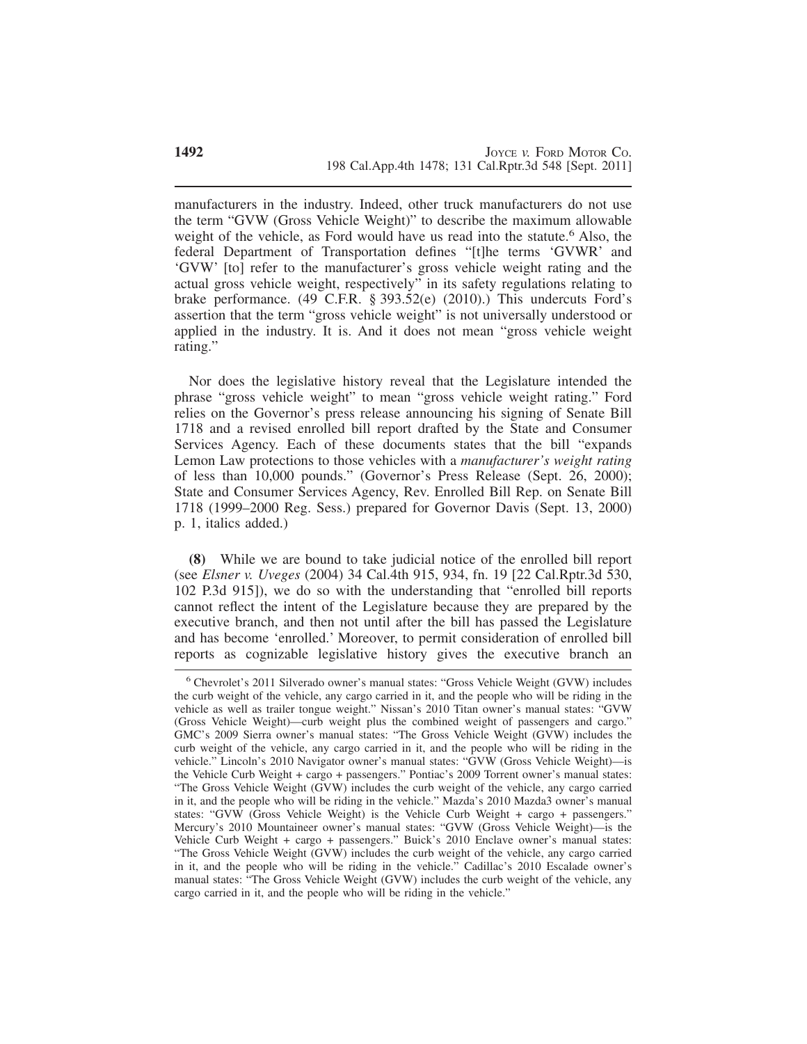manufacturers in the industry. Indeed, other truck manufacturers do not use the term "GVW (Gross Vehicle Weight)" to describe the maximum allowable weight of the vehicle, as Ford would have us read into the statute.[6] Also, the federal Department of Transportation defines "[t]he terms 'GVWR' and 'GVW' [to] refer to the manufacturer's gross vehicle weight rating and the actual gross vehicle weight, respectively" in its safety regulations relating to brake performance. (49 C.F.R. § 393.52(e) (2010).) This undercuts Ford's assertion that the term "gross vehicle weight" is not universally understood or applied in the industry. It is. And it does not mean "gross vehicle weight rating."

Nor does the legislative history reveal that the Legislature intended the phrase "gross vehicle weight" to mean "gross vehicle weight rating." Ford relies on the Governor's press release announcing his signing of Senate Bill 1718 and a revised enrolled bill report drafted by the State and Consumer Services Agency. Each of these documents states that the bill "expands Lemon Law protections to those vehicles with a *manufacturer's weight rating* of less than 10,000 pounds." (Governor's Press Release (Sept. 26, 2000); State and Consumer Services Agency, Rev. Enrolled Bill Rep. on Senate Bill 1718 (1999–2000 Reg. Sess.) prepared for Governor Davis (Sept. 13, 2000) p. 1, italics added.)

**(8)** While we are bound to take judicial notice of the enrolled bill report (see *Elsner v. Uveges* (2004) 34 Cal.4th 915, 934, fn. 19 [22 Cal.Rptr.3d 530, 102 P.3d 915]), we do so with the understanding that "enrolled bill reports cannot reflect the intent of the Legislature because they are prepared by the executive branch, and then not until after the bill has passed the Legislature and has become 'enrolled.' Moreover, to permit consideration of enrolled bill reports as cognizable legislative history gives the executive branch an

---

[6] Chevrolet's 2011 Silverado owner's manual states: "Gross Vehicle Weight (GVW) includes the curb weight of the vehicle, any cargo carried in it, and the people who will be riding in the vehicle as well as trailer tongue weight." Nissan's 2010 Titan owner's manual states: "GVW (Gross Vehicle Weight)—curb weight plus the combined weight of passengers and cargo." GMC's 2009 Sierra owner's manual states: "The Gross Vehicle Weight (GVW) includes the curb weight of the vehicle, any cargo carried in it, and the people who will be riding in the vehicle." Lincoln's 2010 Navigator owner's manual states: "GVW (Gross Vehicle Weight)—is the Vehicle Curb Weight + cargo + passengers." Pontiac's 2009 Torrent owner's manual states: "The Gross Vehicle Weight (GVW) includes the curb weight of the vehicle, any cargo carried in it, and the people who will be riding in the vehicle." Mazda's 2010 Mazda3 owner's manual states: "GVW (Gross Vehicle Weight) is the Vehicle Curb Weight + cargo + passengers." Mercury's 2010 Mountaineer owner's manual states: "GVW (Gross Vehicle Weight)—is the Vehicle Curb Weight + cargo + passengers." Buick's 2010 Enclave owner's manual states: "The Gross Vehicle Weight (GVW) includes the curb weight of the vehicle, any cargo carried in it, and the people who will be riding in the vehicle." Cadillac's 2010 Escalade owner's manual states: "The Gross Vehicle Weight (GVW) includes the curb weight of the vehicle, any cargo carried in it, and the people who will be riding in the vehicle."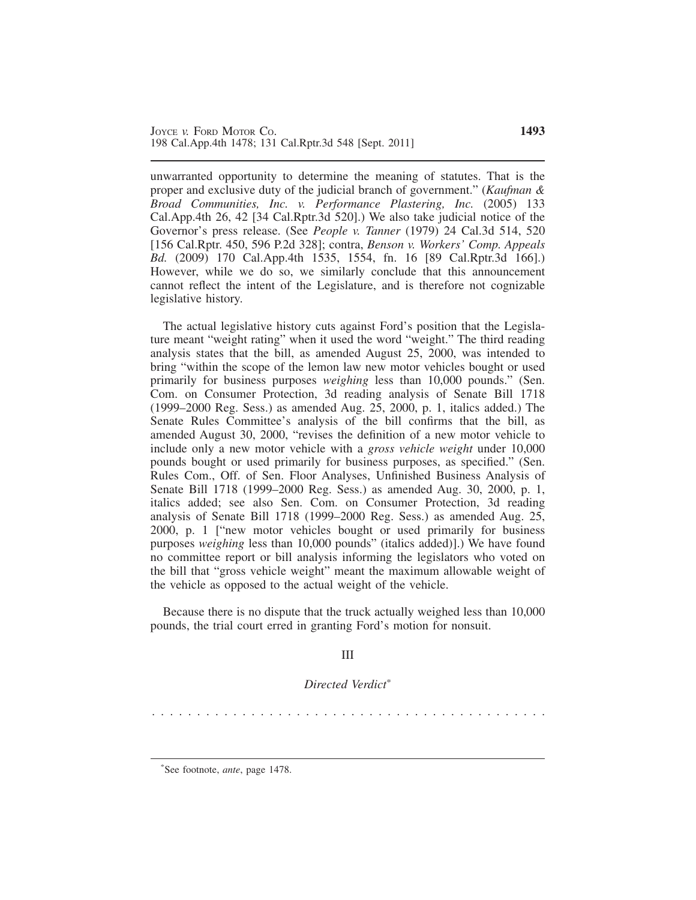unwarranted opportunity to determine the meaning of statutes. That is the proper and exclusive duty of the judicial branch of government." (*Kaufman & Broad Communities, Inc. v. Performance Plastering, Inc.* (2005) 133 Cal.App.4th 26, 42 [34 Cal.Rptr.3d 520].) We also take judicial notice of the Governor's press release. (See *People v. Tanner* (1979) 24 Cal.3d 514, 520 [156 Cal.Rptr. 450, 596 P.2d 328]; contra, *Benson v. Workers' Comp. Appeals Bd.* (2009) 170 Cal.App.4th 1535, 1554, fn. 16 [89 Cal.Rptr.3d 166].) However, while we do so, we similarly conclude that this announcement cannot reflect the intent of the Legislature, and is therefore not cognizable legislative history.

The actual legislative history cuts against Ford's position that the Legislature meant "weight rating" when it used the word "weight." The third reading analysis states that the bill, as amended August 25, 2000, was intended to bring "within the scope of the lemon law new motor vehicles bought or used primarily for business purposes *weighing* less than 10,000 pounds." (Sen. Com. on Consumer Protection, 3d reading analysis of Senate Bill 1718 (1999–2000 Reg. Sess.) as amended Aug. 25, 2000, p. 1, italics added.) The Senate Rules Committee's analysis of the bill confirms that the bill, as amended August 30, 2000, "revises the definition of a new motor vehicle to include only a new motor vehicle with a *gross vehicle weight* under 10,000 pounds bought or used primarily for business purposes, as specified." (Sen. Rules Com., Off. of Sen. Floor Analyses, Unfinished Business Analysis of Senate Bill 1718 (1999–2000 Reg. Sess.) as amended Aug. 30, 2000, p. 1, italics added; see also Sen. Com. on Consumer Protection, 3d reading analysis of Senate Bill 1718 (1999–2000 Reg. Sess.) as amended Aug. 25, 2000, p. 1 ["new motor vehicles bought or used primarily for business purposes *weighing* less than 10,000 pounds" (italics added)].) We have found no committee report or bill analysis informing the legislators who voted on the bill that "gross vehicle weight" meant the maximum allowable weight of the vehicle as opposed to the actual weight of the vehicle.

Because there is no dispute that the truck actually weighed less than 10,000 pounds, the trial court erred in granting Ford's motion for nonsuit.

## III

### *Directed Verdict**

. . . . . . . . . . . . . . . . . . . . . . . . . . . . . . . . . . . . . . . . . . .

*See footnote, *ante*, page 1478.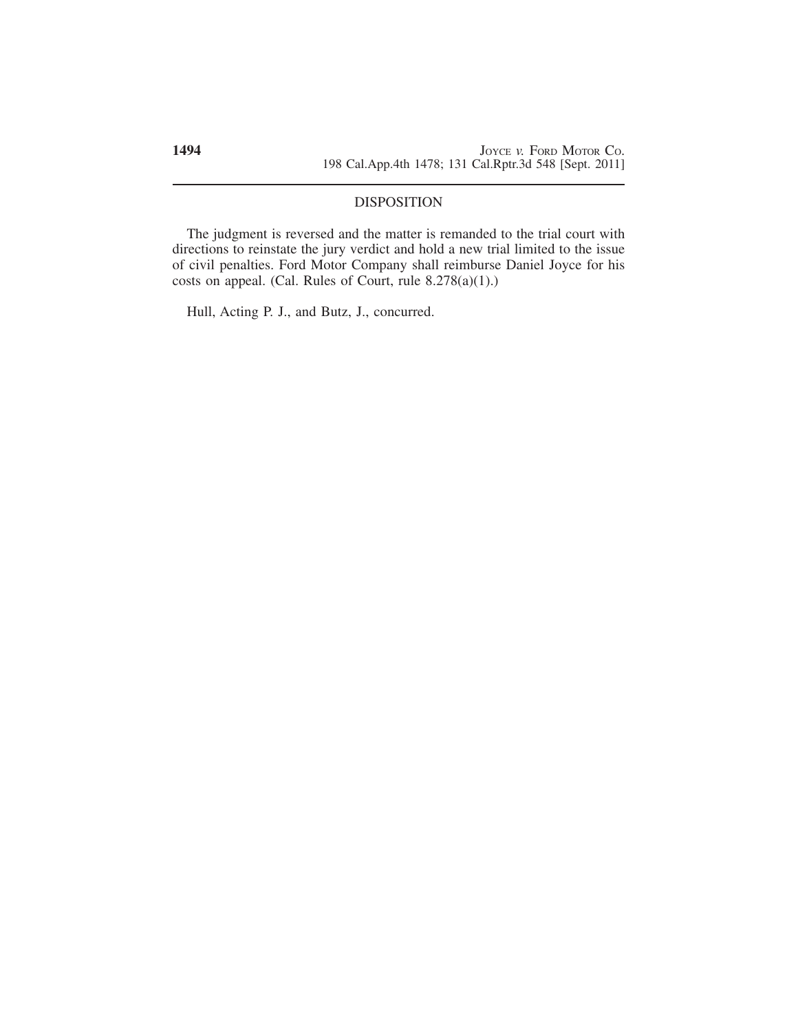## DISPOSITION

The judgment is reversed and the matter is remanded to the trial court with directions to reinstate the jury verdict and hold a new trial limited to the issue of civil penalties. Ford Motor Company shall reimburse Daniel Joyce for his costs on appeal. (Cal. Rules of Court, rule 8.278(a)(1).)

Hull, Acting P. J., and Butz, J., concurred.